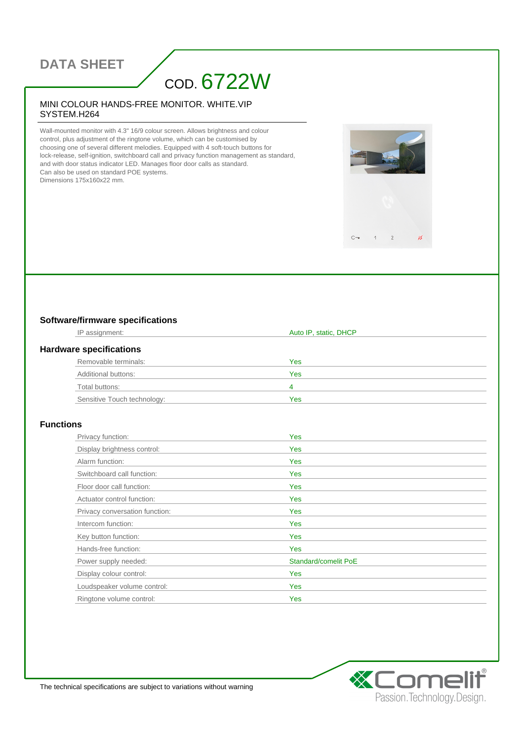# DATA SHEET

## COD. 6722W

### MINI COLOUR HANDS-FREE MONITOR. WHITE.VIP SYSTEM.H264

Wall-mounted monitor with 4.3" 16/9 colour screen. Allows brightness and colour control, plus adjustment of the ringtone volume, which can be customised by choosing one of several different melodies. Equipped with 4 soft-touch buttons for lock-release, self-ignition, switchboard call and privacy function management as standard, and with door status indicator LED. Manages floor door calls as standard.
Can also be used on standard POE systems.
Dimensions 175x160x22 mm.

### Software/firmware specifications

| | |
|---|---|
| IP assignment: | Auto IP, static, DHCP |

### Hardware specifications

| | |
|---|---|
| Removable terminals: | Yes |
| Additional buttons: | Yes |
| Total buttons: | 4 |
| Sensitive Touch technology: | Yes |

### Functions

| | |
|---|---|
| Privacy function: | Yes |
| Display brightness control: | Yes |
| Alarm function: | Yes |
| Switchboard call function: | Yes |
| Floor door call function: | Yes |
| Actuator control function: | Yes |
| Privacy conversation function: | Yes |
| Intercom function: | Yes |
| Key button function: | Yes |
| Hands-free function: | Yes |
| Power supply needed: | Standard/comelit PoE |
| Display colour control: | Yes |
| Loudspeaker volume control: | Yes |
| Ringtone volume control: | Yes |

The technical specifications are subject to variations without warning

Comelit®
Passion.Technology.Design.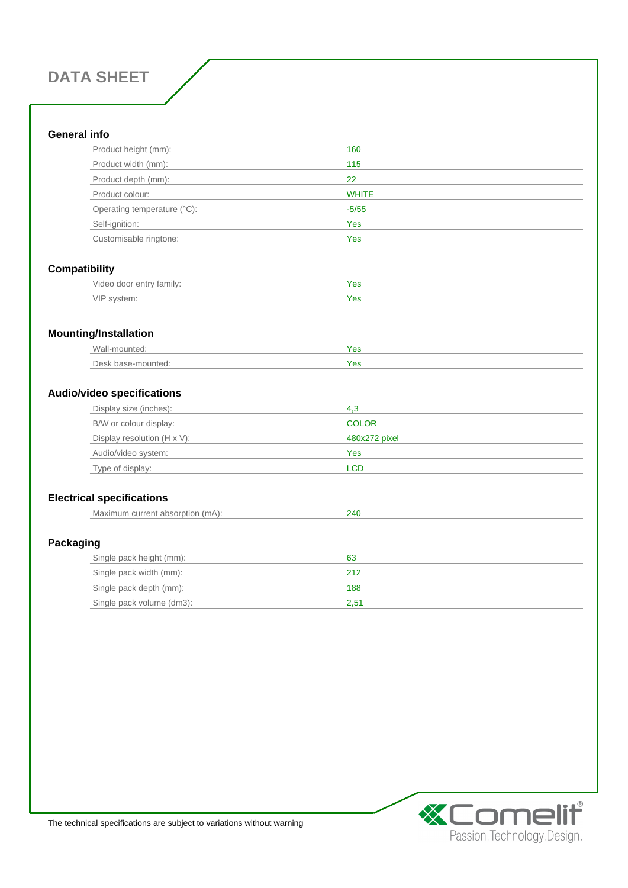# DATA SHEET

## General info

| | |
|---|---|
| Product height (mm): | 160 |
| Product width (mm): | 115 |
| Product depth (mm): | 22 |
| Product colour: | WHITE |
| Operating temperature (°C): | -5/55 |
| Self-ignition: | Yes |
| Customisable ringtone: | Yes |

## Compatibility

| | |
|---|---|
| Video door entry family: | Yes |
| VIP system: | Yes |

## Mounting/Installation

| | |
|---|---|
| Wall-mounted: | Yes |
| Desk base-mounted: | Yes |

## Audio/video specifications

| | |
|---|---|
| Display size (inches): | 4,3 |
| B/W or colour display: | COLOR |
| Display resolution (H x V): | 480x272 pixel |
| Audio/video system: | Yes |
| Type of display: | LCD |

## Electrical specifications

| | |
|---|---|
| Maximum current absorption (mA): | 240 |

## Packaging

| | |
|---|---|
| Single pack height (mm): | 63 |
| Single pack width (mm): | 212 |
| Single pack depth (mm): | 188 |
| Single pack volume (dm3): | 2,51 |

The technical specifications are subject to variations without warning

Comelit® Passion.Technology.Design.